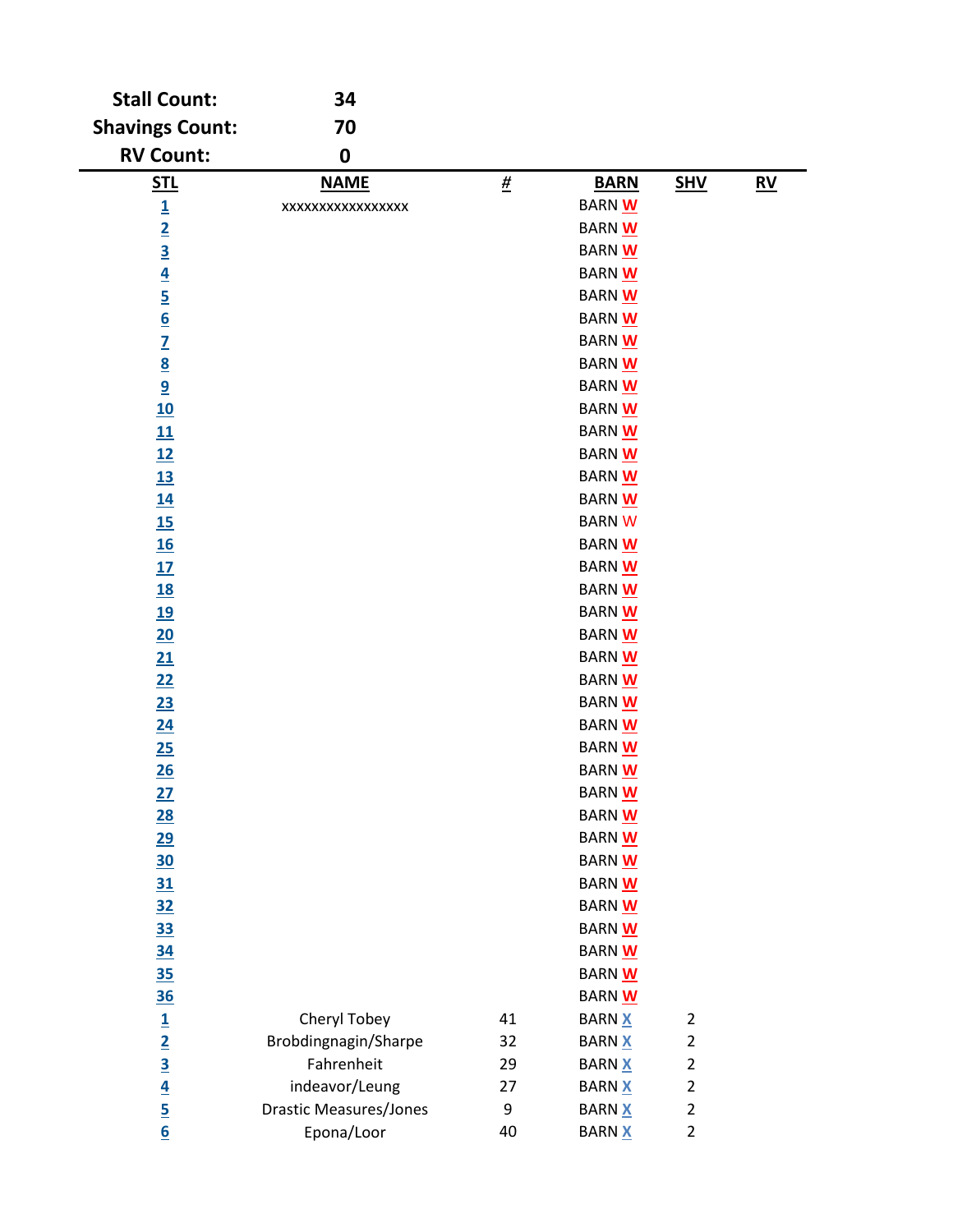| **Stall Count:** | **34** |
|---|---|
| **Shavings Count:** | **70** |
| **RV Count:** | **0** |

| STL | NAME | # | BARN | SHV | RV |
|---|---|---|---|---|---|
| 1 | xxxxxxxxxxxxxxxxx | | BARN W | | |
| 2 | | | BARN W | | |
| 3 | | | BARN W | | |
| 4 | | | BARN W | | |
| 5 | | | BARN W | | |
| 6 | | | BARN W | | |
| 7 | | | BARN W | | |
| 8 | | | BARN W | | |
| 9 | | | BARN W | | |
| 10 | | | BARN W | | |
| 11 | | | BARN W | | |
| 12 | | | BARN W | | |
| 13 | | | BARN W | | |
| 14 | | | BARN W | | |
| 15 | | | BARN W | | |
| 16 | | | BARN W | | |
| 17 | | | BARN W | | |
| 18 | | | BARN W | | |
| 19 | | | BARN W | | |
| 20 | | | BARN W | | |
| 21 | | | BARN W | | |
| 22 | | | BARN W | | |
| 23 | | | BARN W | | |
| 24 | | | BARN W | | |
| 25 | | | BARN W | | |
| 26 | | | BARN W | | |
| 27 | | | BARN W | | |
| 28 | | | BARN W | | |
| 29 | | | BARN W | | |
| 30 | | | BARN W | | |
| 31 | | | BARN W | | |
| 32 | | | BARN W | | |
| 33 | | | BARN W | | |
| 34 | | | BARN W | | |
| 35 | | | BARN W | | |
| 36 | | | BARN W | | |
| 1 | Cheryl Tobey | 41 | BARN X | 2 | |
| 2 | Brobdingnagin/Sharpe | 32 | BARN X | 2 | |
| 3 | Fahrenheit | 29 | BARN X | 2 | |
| 4 | indeavor/Leung | 27 | BARN X | 2 | |
| 5 | Drastic Measures/Jones | 9 | BARN X | 2 | |
| 6 | Epona/Loor | 40 | BARN X | 2 | |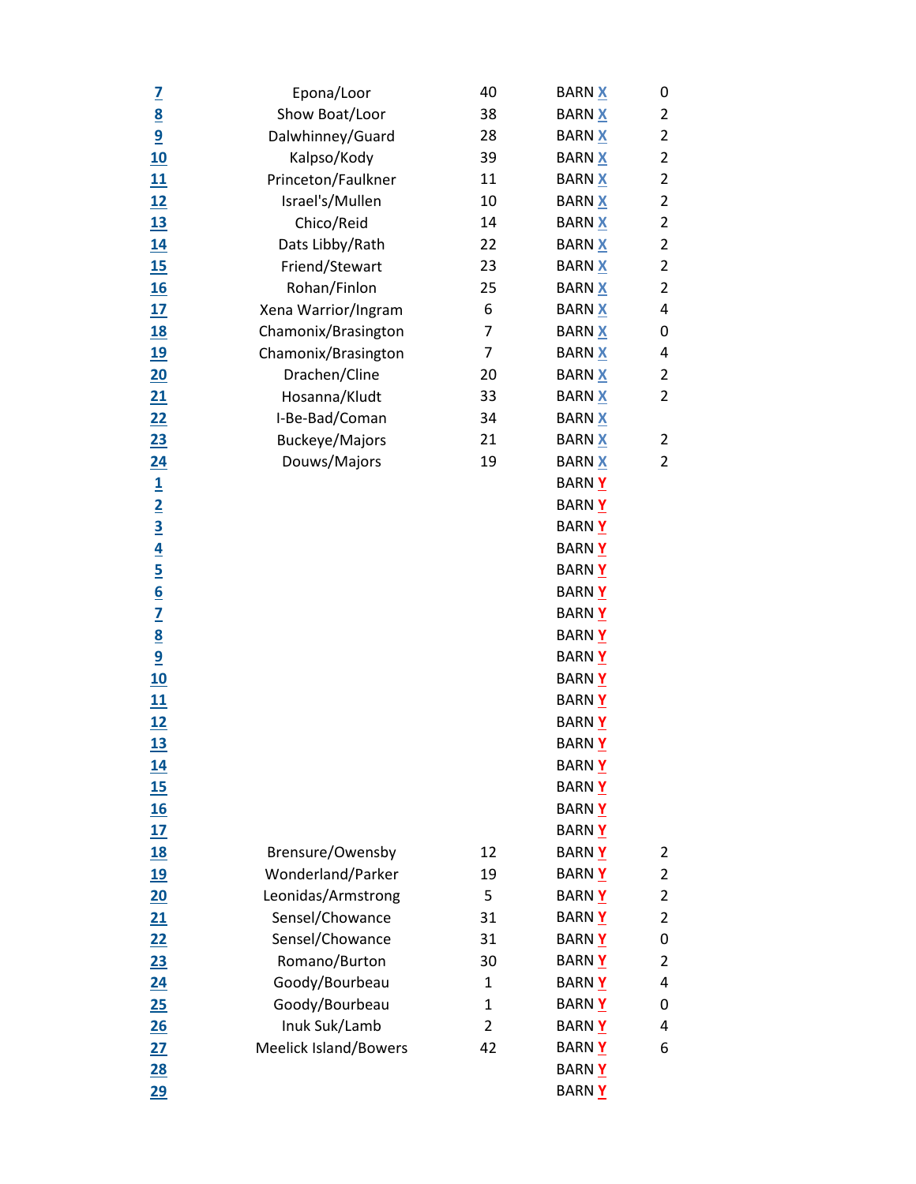| | | | | |
|---|---|---|---|---|
| 7 | Epona/Loor | 40 | BARN X | 0 |
| 8 | Show Boat/Loor | 38 | BARN X | 2 |
| 9 | Dalwhinney/Guard | 28 | BARN X | 2 |
| 10 | Kalpso/Kody | 39 | BARN X | 2 |
| 11 | Princeton/Faulkner | 11 | BARN X | 2 |
| 12 | Israel's/Mullen | 10 | BARN X | 2 |
| 13 | Chico/Reid | 14 | BARN X | 2 |
| 14 | Dats Libby/Rath | 22 | BARN X | 2 |
| 15 | Friend/Stewart | 23 | BARN X | 2 |
| 16 | Rohan/Finlon | 25 | BARN X | 2 |
| 17 | Xena Warrior/Ingram | 6 | BARN X | 4 |
| 18 | Chamonix/Brasington | 7 | BARN X | 0 |
| 19 | Chamonix/Brasington | 7 | BARN X | 4 |
| 20 | Drachen/Cline | 20 | BARN X | 2 |
| 21 | Hosanna/Kludt | 33 | BARN X | 2 |
| 22 | I-Be-Bad/Coman | 34 | BARN X | |
| 23 | Buckeye/Majors | 21 | BARN X | 2 |
| 24 | Douws/Majors | 19 | BARN X | 2 |
| 1 | | | BARN Y | |
| 2 | | | BARN Y | |
| 3 | | | BARN Y | |
| 4 | | | BARN Y | |
| 5 | | | BARN Y | |
| 6 | | | BARN Y | |
| 7 | | | BARN Y | |
| 8 | | | BARN Y | |
| 9 | | | BARN Y | |
| 10 | | | BARN Y | |
| 11 | | | BARN Y | |
| 12 | | | BARN Y | |
| 13 | | | BARN Y | |
| 14 | | | BARN Y | |
| 15 | | | BARN Y | |
| 16 | | | BARN Y | |
| 17 | | | BARN Y | |
| 18 | Brensure/Owensby | 12 | BARN Y | 2 |
| 19 | Wonderland/Parker | 19 | BARN Y | 2 |
| 20 | Leonidas/Armstrong | 5 | BARN Y | 2 |
| 21 | Sensel/Chowance | 31 | BARN Y | 2 |
| 22 | Sensel/Chowance | 31 | BARN Y | 0 |
| 23 | Romano/Burton | 30 | BARN Y | 2 |
| 24 | Goody/Bourbeau | 1 | BARN Y | 4 |
| 25 | Goody/Bourbeau | 1 | BARN Y | 0 |
| 26 | Inuk Suk/Lamb | 2 | BARN Y | 4 |
| 27 | Meelick Island/Bowers | 42 | BARN Y | 6 |
| 28 | | | BARN Y | |
| 29 | | | BARN Y | |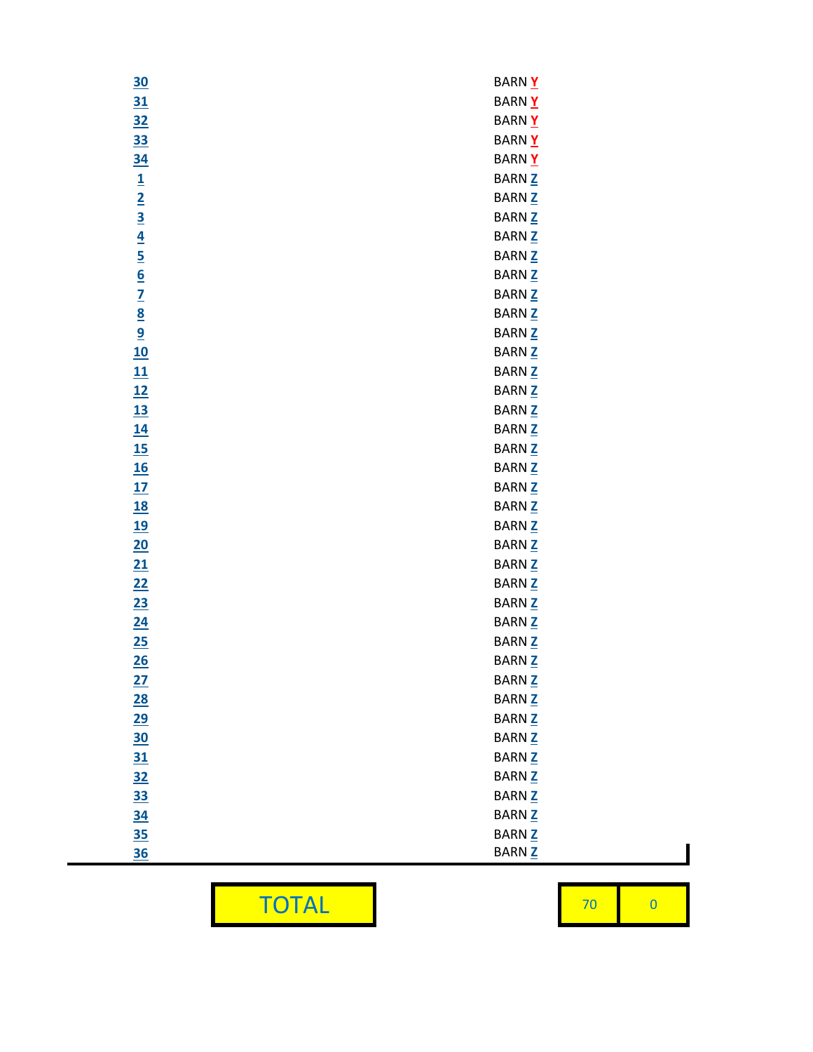| | |
|---|---|
| 30 | BARN Y |
| 31 | BARN Y |
| 32 | BARN Y |
| 33 | BARN Y |
| 34 | BARN Y |
| 1 | BARN Z |
| 2 | BARN Z |
| 3 | BARN Z |
| 4 | BARN Z |
| 5 | BARN Z |
| 6 | BARN Z |
| 7 | BARN Z |
| 8 | BARN Z |
| 9 | BARN Z |
| 10 | BARN Z |
| 11 | BARN Z |
| 12 | BARN Z |
| 13 | BARN Z |
| 14 | BARN Z |
| 15 | BARN Z |
| 16 | BARN Z |
| 17 | BARN Z |
| 18 | BARN Z |
| 19 | BARN Z |
| 20 | BARN Z |
| 21 | BARN Z |
| 22 | BARN Z |
| 23 | BARN Z |
| 24 | BARN Z |
| 25 | BARN Z |
| 26 | BARN Z |
| 27 | BARN Z |
| 28 | BARN Z |
| 29 | BARN Z |
| 30 | BARN Z |
| 31 | BARN Z |
| 32 | BARN Z |
| 33 | BARN Z |
| 34 | BARN Z |
| 35 | BARN Z |
| 36 | BARN Z |

| TOTAL | 70 | 0 |
|---|---|---|